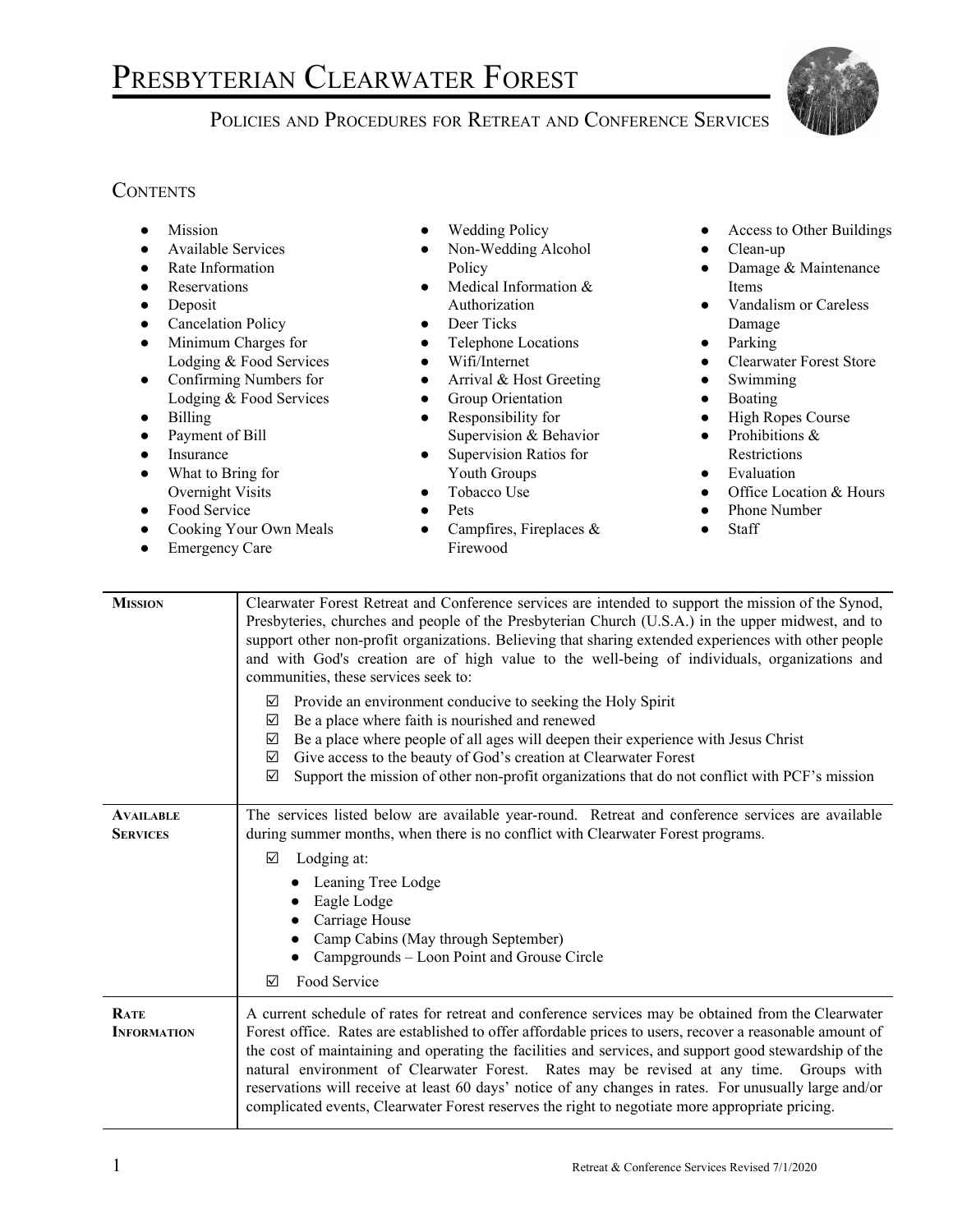# Presbyterian Clearwater Forest

## Policies and Procedures for Retreat and Conference Services

### Contents

- Mission
- Available Services
- Rate Information
- Reservations
- Deposit
- Cancelation Policy
- Minimum Charges for Lodging & Food Services
- Confirming Numbers for Lodging & Food Services
- Billing
- Payment of Bill
- Insurance
- What to Bring for Overnight Visits
- Food Service
- Cooking Your Own Meals
- Emergency Care
- Wedding Policy
- Non-Wedding Alcohol Policy
- Medical Information & Authorization
- Deer Ticks
- Telephone Locations
- Wifi/Internet
- Arrival & Host Greeting
- Group Orientation
- Responsibility for Supervision & Behavior
- Supervision Ratios for Youth Groups
- Tobacco Use
- Pets
- Campfires, Fireplaces & Firewood
- Access to Other Buildings
- Clean-up
- Damage & Maintenance Items
- Vandalism or Careless Damage
- Parking
- Clearwater Forest Store
- Swimming
- Boating
- High Ropes Course
- Prohibitions & Restrictions
- Evaluation
- Office Location & Hours
- Phone Number
- Staff

---

**Mission**

Clearwater Forest Retreat and Conference services are intended to support the mission of the Synod, Presbyteries, churches and people of the Presbyterian Church (U.S.A.) in the upper midwest, and to support other non-profit organizations. Believing that sharing extended experiences with other people and with God's creation are of high value to the well-being of individuals, organizations and communities, these services seek to:

- ☑ Provide an environment conducive to seeking the Holy Spirit
- ☑ Be a place where faith is nourished and renewed
- ☑ Be a place where people of all ages will deepen their experience with Jesus Christ
- ☑ Give access to the beauty of God's creation at Clearwater Forest
- ☑ Support the mission of other non-profit organizations that do not conflict with PCF's mission

---

**Available Services**

The services listed below are available year-round. Retreat and conference services are available during summer months, when there is no conflict with Clearwater Forest programs.

- ☑ Lodging at:
  - Leaning Tree Lodge
  - Eagle Lodge
  - Carriage House
  - Camp Cabins (May through September)
  - Campgrounds – Loon Point and Grouse Circle
- ☑ Food Service

---

**Rate Information**

A current schedule of rates for retreat and conference services may be obtained from the Clearwater Forest office. Rates are established to offer affordable prices to users, recover a reasonable amount of the cost of maintaining and operating the facilities and services, and support good stewardship of the natural environment of Clearwater Forest. Rates may be revised at any time. Groups with reservations will receive at least 60 days' notice of any changes in rates. For unusually large and/or complicated events, Clearwater Forest reserves the right to negotiate more appropriate pricing.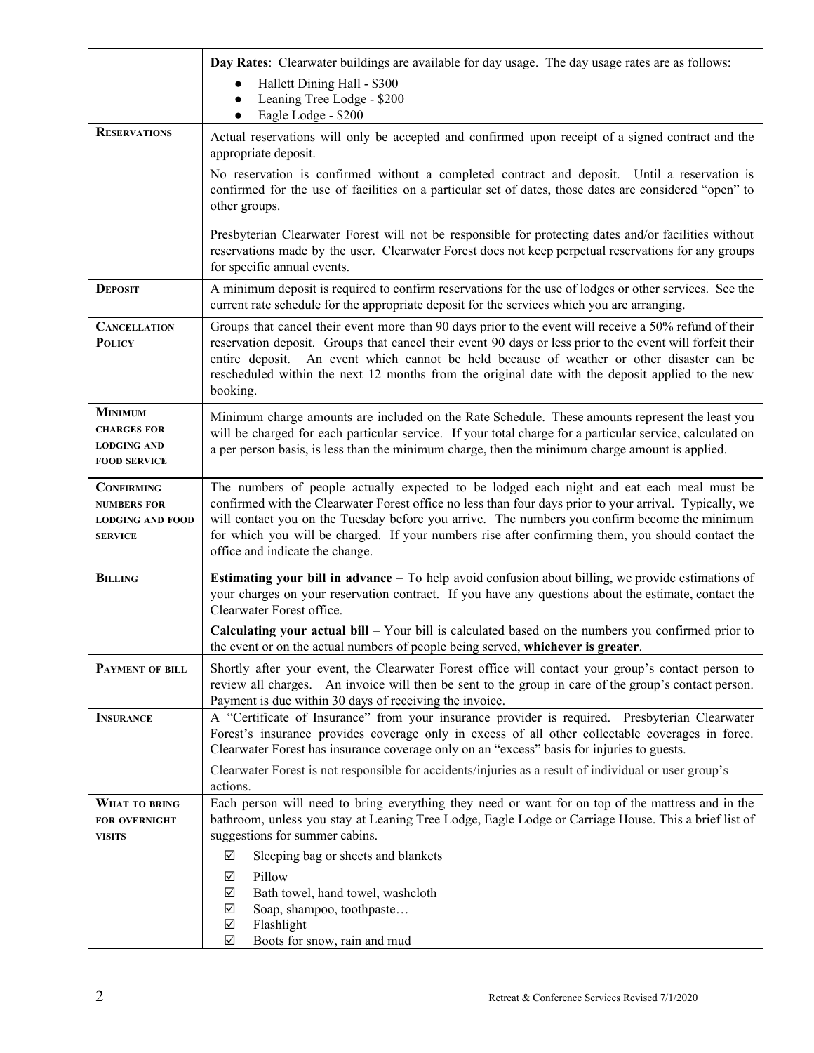| | |
|---|---|
| | **Day Rates**: Clearwater buildings are available for day usage. The day usage rates are as follows:<br>• Hallett Dining Hall - $300<br>• Leaning Tree Lodge - $200<br>• Eagle Lodge - $200 |
| **Reservations** | Actual reservations will only be accepted and confirmed upon receipt of a signed contract and the appropriate deposit.<br><br>No reservation is confirmed without a completed contract and deposit. Until a reservation is confirmed for the use of facilities on a particular set of dates, those dates are considered "open" to other groups.<br><br>Presbyterian Clearwater Forest will not be responsible for protecting dates and/or facilities without reservations made by the user. Clearwater Forest does not keep perpetual reservations for any groups for specific annual events. |
| **Deposit** | A minimum deposit is required to confirm reservations for the use of lodges or other services. See the current rate schedule for the appropriate deposit for the services which you are arranging. |
| **Cancellation Policy** | Groups that cancel their event more than 90 days prior to the event will receive a 50% refund of their reservation deposit. Groups that cancel their event 90 days or less prior to the event will forfeit their entire deposit. An event which cannot be held because of weather or other disaster can be rescheduled within the next 12 months from the original date with the deposit applied to the new booking. |
| **Minimum charges for lodging and food service** | Minimum charge amounts are included on the Rate Schedule. These amounts represent the least you will be charged for each particular service. If your total charge for a particular service, calculated on a per person basis, is less than the minimum charge, then the minimum charge amount is applied. |
| **Confirming numbers for lodging and food service** | The numbers of people actually expected to be lodged each night and eat each meal must be confirmed with the Clearwater Forest office no less than four days prior to your arrival. Typically, we will contact you on the Tuesday before you arrive. The numbers you confirm become the minimum for which you will be charged. If your numbers rise after confirming them, you should contact the office and indicate the change. |
| **Billing** | **Estimating your bill in advance** – To help avoid confusion about billing, we provide estimations of your charges on your reservation contract. If you have any questions about the estimate, contact the Clearwater Forest office.<br><br>**Calculating your actual bill** – Your bill is calculated based on the numbers you confirmed prior to the event or on the actual numbers of people being served, **whichever is greater**. |
| **Payment of bill** | Shortly after your event, the Clearwater Forest office will contact your group's contact person to review all charges. An invoice will then be sent to the group in care of the group's contact person. Payment is due within 30 days of receiving the invoice. |
| **Insurance** | A "Certificate of Insurance" from your insurance provider is required. Presbyterian Clearwater Forest's insurance provides coverage only in excess of all other collectable coverages in force. Clearwater Forest has insurance coverage only on an "excess" basis for injuries to guests.<br><br>Clearwater Forest is not responsible for accidents/injuries as a result of individual or user group's actions. |
| **What to bring for overnight visits** | Each person will need to bring everything they need or want for on top of the mattress and in the bathroom, unless you stay at Leaning Tree Lodge, Eagle Lodge or Carriage House. This a brief list of suggestions for summer cabins.<br><br>☑ Sleeping bag or sheets and blankets<br>☑ Pillow<br>☑ Bath towel, hand towel, washcloth<br>☑ Soap, shampoo, toothpaste…<br>☑ Flashlight<br>☑ Boots for snow, rain and mud |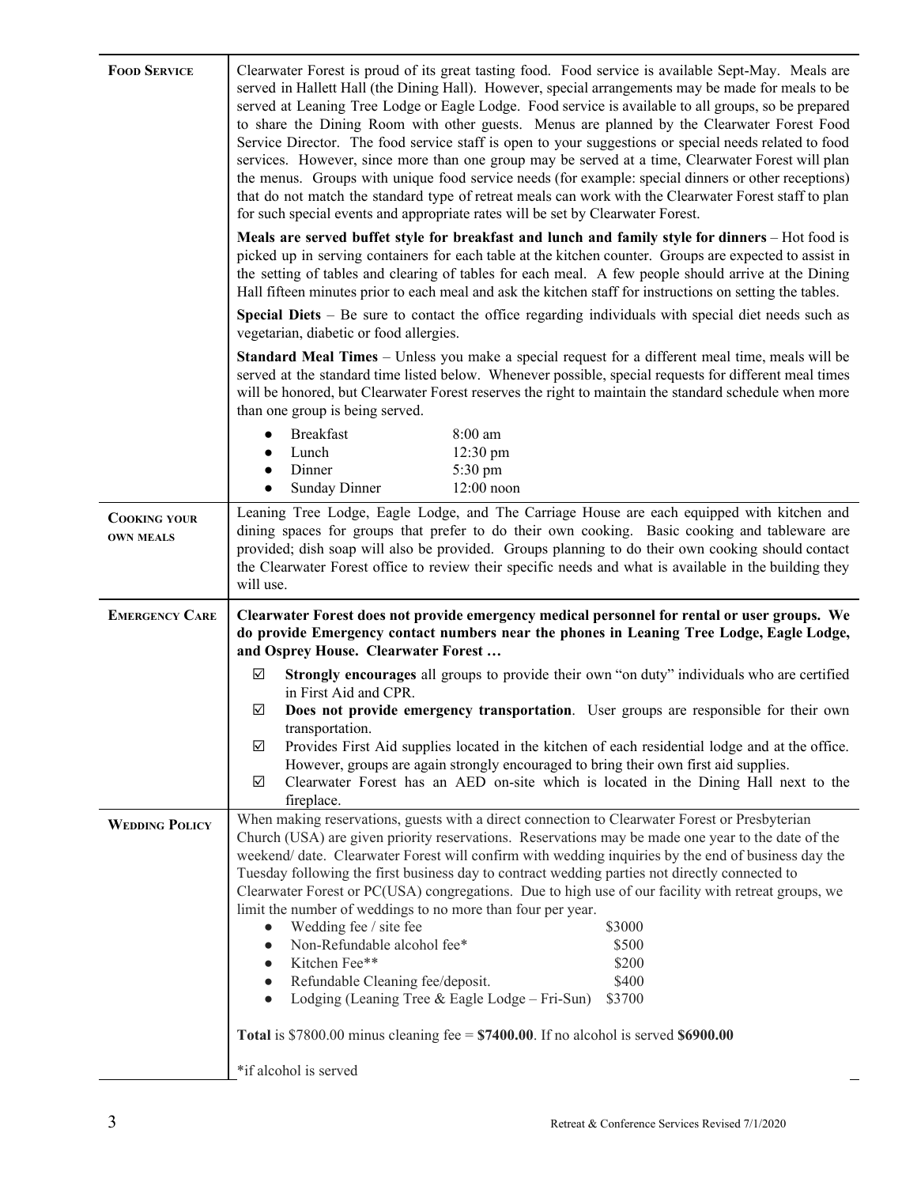### FOOD SERVICE

Clearwater Forest is proud of its great tasting food. Food service is available Sept-May. Meals are served in Hallett Hall (the Dining Hall). However, special arrangements may be made for meals to be served at Leaning Tree Lodge or Eagle Lodge. Food service is available to all groups, so be prepared to share the Dining Room with other guests. Menus are planned by the Clearwater Forest Food Service Director. The food service staff is open to your suggestions or special needs related to food services. However, since more than one group may be served at a time, Clearwater Forest will plan the menus. Groups with unique food service needs (for example: special dinners or other receptions) that do not match the standard type of retreat meals can work with the Clearwater Forest staff to plan for such special events and appropriate rates will be set by Clearwater Forest.

**Meals are served buffet style for breakfast and lunch and family style for dinners** – Hot food is picked up in serving containers for each table at the kitchen counter. Groups are expected to assist in the setting of tables and clearing of tables for each meal. A few people should arrive at the Dining Hall fifteen minutes prior to each meal and ask the kitchen staff for instructions on setting the tables.

**Special Diets** – Be sure to contact the office regarding individuals with special diet needs such as vegetarian, diabetic or food allergies.

**Standard Meal Times** – Unless you make a special request for a different meal time, meals will be served at the standard time listed below. Whenever possible, special requests for different meal times will be honored, but Clearwater Forest reserves the right to maintain the standard schedule when more than one group is being served.

- Breakfast 8:00 am
- Lunch 12:30 pm
- Dinner 5:30 pm
- Sunday Dinner 12:00 noon

### COOKING YOUR OWN MEALS

Leaning Tree Lodge, Eagle Lodge, and The Carriage House are each equipped with kitchen and dining spaces for groups that prefer to do their own cooking. Basic cooking and tableware are provided; dish soap will also be provided. Groups planning to do their own cooking should contact the Clearwater Forest office to review their specific needs and what is available in the building they will use.

### EMERGENCY CARE

**Clearwater Forest does not provide emergency medical personnel for rental or user groups. We do provide Emergency contact numbers near the phones in Leaning Tree Lodge, Eagle Lodge, and Osprey House. Clearwater Forest …**

- ☑ **Strongly encourages** all groups to provide their own "on duty" individuals who are certified in First Aid and CPR.
- ☑ **Does not provide emergency transportation**. User groups are responsible for their own transportation.
- ☑ Provides First Aid supplies located in the kitchen of each residential lodge and at the office. However, groups are again strongly encouraged to bring their own first aid supplies.
- ☑ Clearwater Forest has an AED on-site which is located in the Dining Hall next to the fireplace.

### WEDDING POLICY

When making reservations, guests with a direct connection to Clearwater Forest or Presbyterian Church (USA) are given priority reservations. Reservations may be made one year to the date of the weekend/ date. Clearwater Forest will confirm with wedding inquiries by the end of business day the Tuesday following the first business day to contract wedding parties not directly connected to Clearwater Forest or PC(USA) congregations. Due to high use of our facility with retreat groups, we limit the number of weddings to no more than four per year.

- Wedding fee / site fee $3000
- Non-Refundable alcohol fee* $500
- Kitchen Fee** $200
- Refundable Cleaning fee/deposit. $400
- Lodging (Leaning Tree & Eagle Lodge – Fri-Sun) $3700

**Total** is $7800.00 minus cleaning fee = **$7400.00**. If no alcohol is served **$6900.00**

*if alcohol is served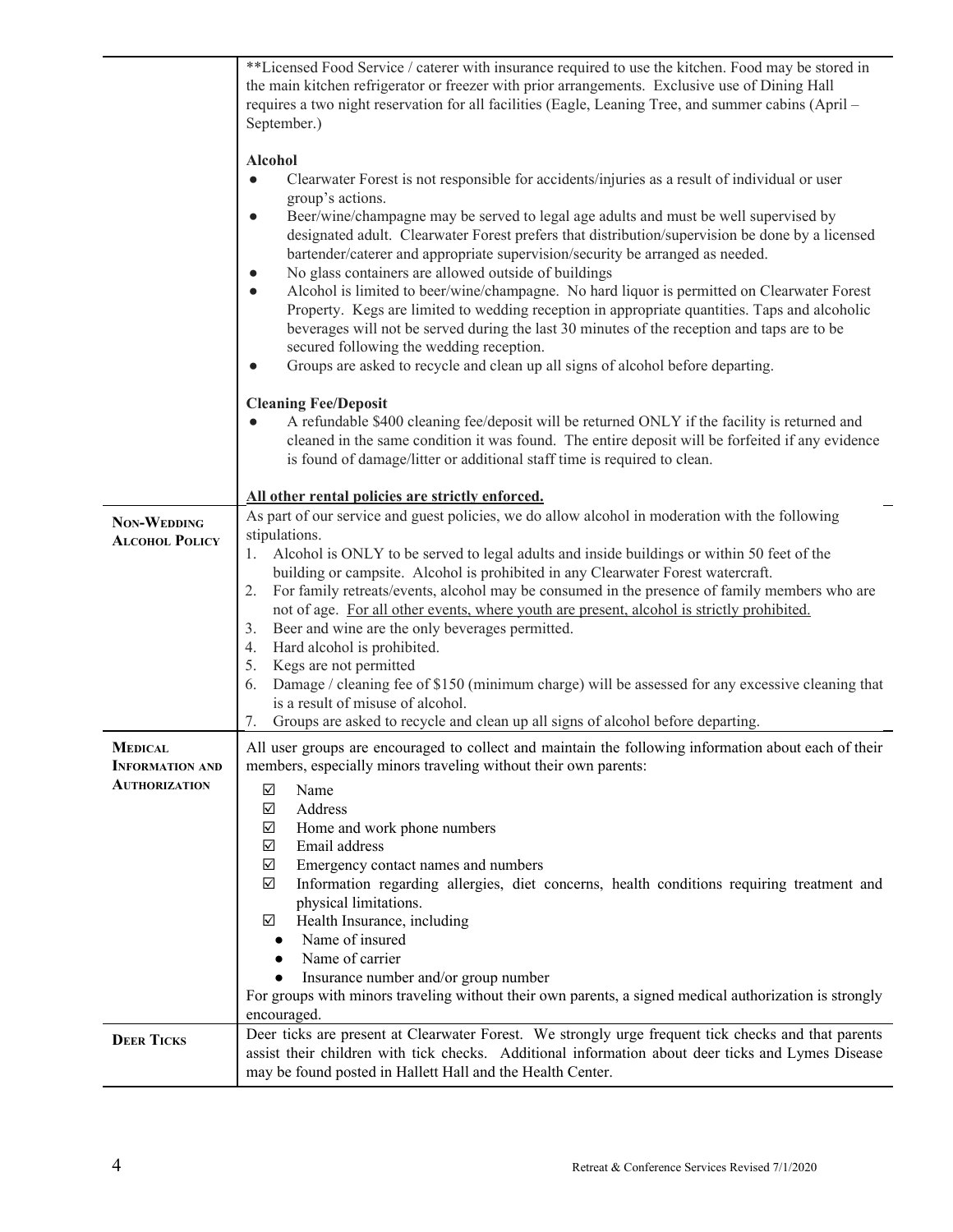| | |
|---|---|
| | **Licensed Food Service / caterer with insurance required to use the kitchen. Food may be stored in the main kitchen refrigerator or freezer with prior arrangements. Exclusive use of Dining Hall requires a two night reservation for all facilities (Eagle, Leaning Tree, and summer cabins (April – September.)<br><br>**Alcohol**<br>● Clearwater Forest is not responsible for accidents/injuries as a result of individual or user group's actions.<br>● Beer/wine/champagne may be served to legal age adults and must be well supervised by designated adult. Clearwater Forest prefers that distribution/supervision be done by a licensed bartender/caterer and appropriate supervision/security be arranged as needed.<br>● No glass containers are allowed outside of buildings<br>● Alcohol is limited to beer/wine/champagne. No hard liquor is permitted on Clearwater Forest Property. Kegs are limited to wedding reception in appropriate quantities. Taps and alcoholic beverages will not be served during the last 30 minutes of the reception and taps are to be secured following the wedding reception.<br>● Groups are asked to recycle and clean up all signs of alcohol before departing.<br><br>**Cleaning Fee/Deposit**<br>● A refundable $400 cleaning fee/deposit will be returned ONLY if the facility is returned and cleaned in the same condition it was found. The entire deposit will be forfeited if any evidence is found of damage/litter or additional staff time is required to clean.<br><br>**<u>All other rental policies are strictly enforced.</u>** |
| **NON-WEDDING ALCOHOL POLICY** | As part of our service and guest policies, we do allow alcohol in moderation with the following stipulations.<br>1. Alcohol is ONLY to be served to legal adults and inside buildings or within 50 feet of the building or campsite. Alcohol is prohibited in any Clearwater Forest watercraft.<br>2. For family retreats/events, alcohol may be consumed in the presence of family members who are not of age. <u>For all other events, where youth are present, alcohol is strictly prohibited.</u><br>3. Beer and wine are the only beverages permitted.<br>4. Hard alcohol is prohibited.<br>5. Kegs are not permitted<br>6. Damage / cleaning fee of $150 (minimum charge) will be assessed for any excessive cleaning that is a result of misuse of alcohol.<br>7. Groups are asked to recycle and clean up all signs of alcohol before departing. |
| **MEDICAL INFORMATION AND AUTHORIZATION** | All user groups are encouraged to collect and maintain the following information about each of their members, especially minors traveling without their own parents:<br>☑ Name<br>☑ Address<br>☑ Home and work phone numbers<br>☑ Email address<br>☑ Emergency contact names and numbers<br>☑ Information regarding allergies, diet concerns, health conditions requiring treatment and physical limitations.<br>☑ Health Insurance, including<br>● Name of insured<br>● Name of carrier<br>● Insurance number and/or group number<br>For groups with minors traveling without their own parents, a signed medical authorization is strongly encouraged. |
| **DEER TICKS** | Deer ticks are present at Clearwater Forest. We strongly urge frequent tick checks and that parents assist their children with tick checks. Additional information about deer ticks and Lymes Disease may be found posted in Hallett Hall and the Health Center. |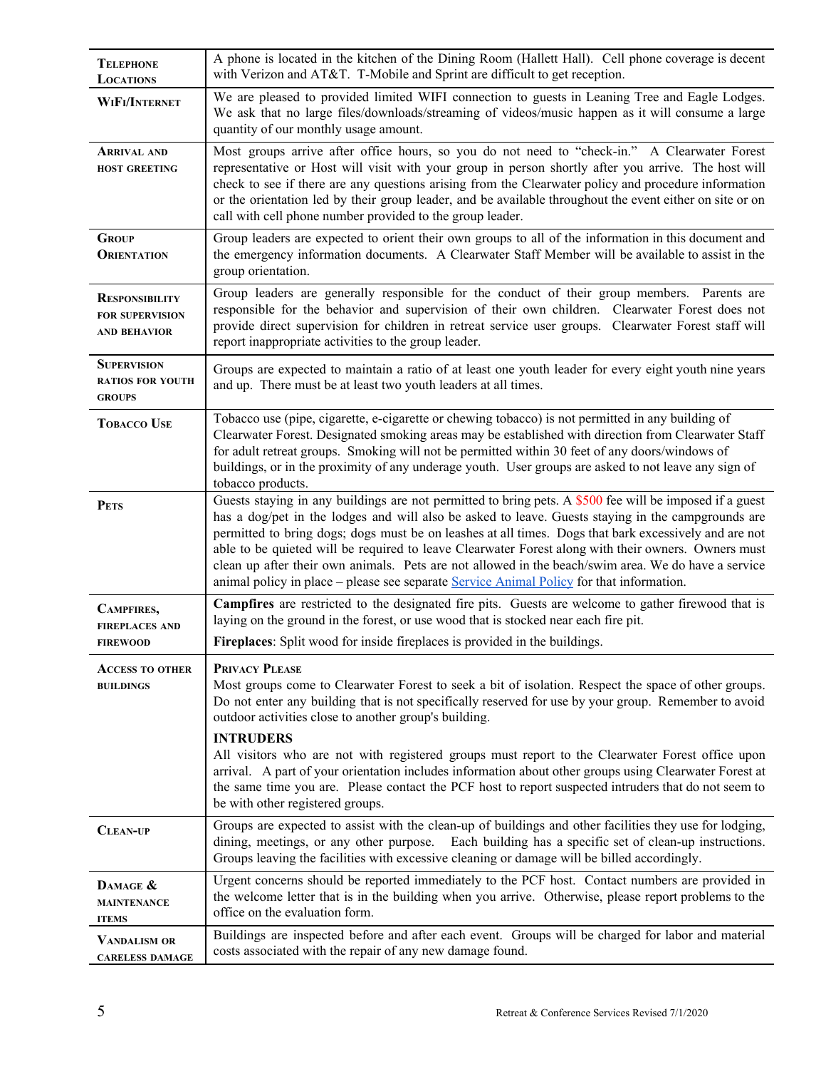| | |
|---|---|
| **Telephone Locations** | A phone is located in the kitchen of the Dining Room (Hallett Hall). Cell phone coverage is decent with Verizon and AT&T. T-Mobile and Sprint are difficult to get reception. |
| **WiFi/Internet** | We are pleased to provided limited WIFI connection to guests in Leaning Tree and Eagle Lodges. We ask that no large files/downloads/streaming of videos/music happen as it will consume a large quantity of our monthly usage amount. |
| **Arrival and host greeting** | Most groups arrive after office hours, so you do not need to "check-in." A Clearwater Forest representative or Host will visit with your group in person shortly after you arrive. The host will check to see if there are any questions arising from the Clearwater policy and procedure information or the orientation led by their group leader, and be available throughout the event either on site or on call with cell phone number provided to the group leader. |
| **Group Orientation** | Group leaders are expected to orient their own groups to all of the information in this document and the emergency information documents. A Clearwater Staff Member will be available to assist in the group orientation. |
| **Responsibility for supervision and behavior** | Group leaders are generally responsible for the conduct of their group members. Parents are responsible for the behavior and supervision of their own children. Clearwater Forest does not provide direct supervision for children in retreat service user groups. Clearwater Forest staff will report inappropriate activities to the group leader. |
| **Supervision ratios for youth groups** | Groups are expected to maintain a ratio of at least one youth leader for every eight youth nine years and up. There must be at least two youth leaders at all times. |
| **Tobacco Use** | Tobacco use (pipe, cigarette, e-cigarette or chewing tobacco) is not permitted in any building of Clearwater Forest. Designated smoking areas may be established with direction from Clearwater Staff for adult retreat groups. Smoking will not be permitted within 30 feet of any doors/windows of buildings, or in the proximity of any underage youth. User groups are asked to not leave any sign of tobacco products. |
| **Pets** | Guests staying in any buildings are not permitted to bring pets. A $500 fee will be imposed if a guest has a dog/pet in the lodges and will also be asked to leave. Guests staying in the campgrounds are permitted to bring dogs; dogs must be on leashes at all times. Dogs that bark excessively and are not able to be quieted will be required to leave Clearwater Forest along with their owners. Owners must clean up after their own animals. Pets are not allowed in the beach/swim area. We do have a service animal policy in place – please see separate Service Animal Policy for that information. |
| **Campfires, fireplaces and firewood** | **Campfires** are restricted to the designated fire pits. Guests are welcome to gather firewood that is laying on the ground in the forest, or use wood that is stocked near each fire pit.<br><br>**Fireplaces**: Split wood for inside fireplaces is provided in the buildings. |
| **Access to other buildings** | **Privacy Please**<br>Most groups come to Clearwater Forest to seek a bit of isolation. Respect the space of other groups. Do not enter any building that is not specifically reserved for use by your group. Remember to avoid outdoor activities close to another group's building.<br><br>**INTRUDERS**<br>All visitors who are not with registered groups must report to the Clearwater Forest office upon arrival. A part of your orientation includes information about other groups using Clearwater Forest at the same time you are. Please contact the PCF host to report suspected intruders that do not seem to be with other registered groups. |
| **Clean-up** | Groups are expected to assist with the clean-up of buildings and other facilities they use for lodging, dining, meetings, or any other purpose. Each building has a specific set of clean-up instructions. Groups leaving the facilities with excessive cleaning or damage will be billed accordingly. |
| **Damage & maintenance items** | Urgent concerns should be reported immediately to the PCF host. Contact numbers are provided in the welcome letter that is in the building when you arrive. Otherwise, please report problems to the office on the evaluation form. |
| **Vandalism or careless damage** | Buildings are inspected before and after each event. Groups will be charged for labor and material costs associated with the repair of any new damage found. |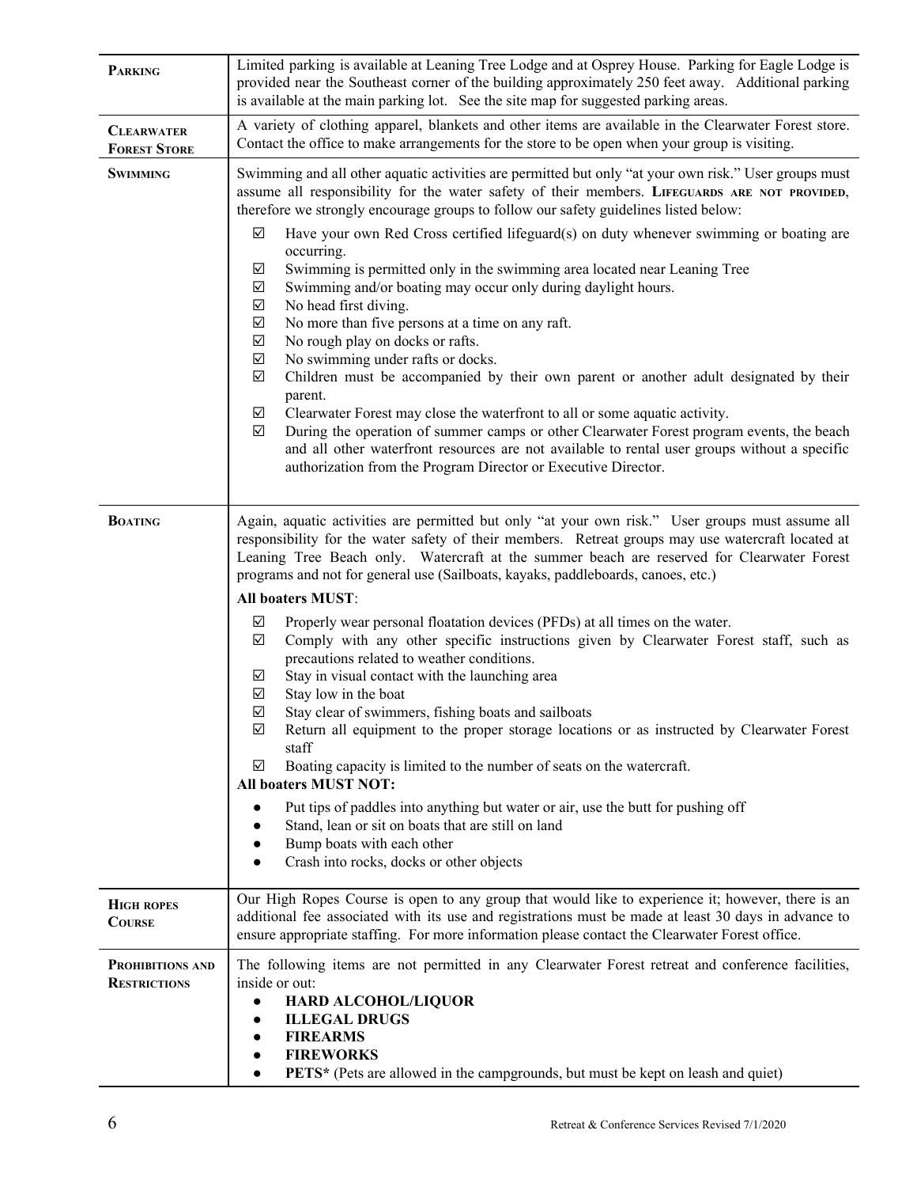| | |
|---|---|
| **PARKING** | Limited parking is available at Leaning Tree Lodge and at Osprey House. Parking for Eagle Lodge is provided near the Southeast corner of the building approximately 250 feet away. Additional parking is available at the main parking lot. See the site map for suggested parking areas. |
| **CLEARWATER FOREST STORE** | A variety of clothing apparel, blankets and other items are available in the Clearwater Forest store. Contact the office to make arrangements for the store to be open when your group is visiting. |
| **SWIMMING** | Swimming and all other aquatic activities are permitted but only "at your own risk." User groups must assume all responsibility for the water safety of their members. **LIFEGUARDS ARE NOT PROVIDED**, therefore we strongly encourage groups to follow our safety guidelines listed below:<br>☑ Have your own Red Cross certified lifeguard(s) on duty whenever swimming or boating are occurring.<br>☑ Swimming is permitted only in the swimming area located near Leaning Tree<br>☑ Swimming and/or boating may occur only during daylight hours.<br>☑ No head first diving.<br>☑ No more than five persons at a time on any raft.<br>☑ No rough play on docks or rafts.<br>☑ No swimming under rafts or docks.<br>☑ Children must be accompanied by their own parent or another adult designated by their parent.<br>☑ Clearwater Forest may close the waterfront to all or some aquatic activity.<br>☑ During the operation of summer camps or other Clearwater Forest program events, the beach and all other waterfront resources are not available to rental user groups without a specific authorization from the Program Director or Executive Director. |
| **BOATING** | Again, aquatic activities are permitted but only "at your own risk." User groups must assume all responsibility for the water safety of their members. Retreat groups may use watercraft located at Leaning Tree Beach only. Watercraft at the summer beach are reserved for Clearwater Forest programs and not for general use (Sailboats, kayaks, paddleboards, canoes, etc.)<br>**All boaters MUST**:<br>☑ Properly wear personal floatation devices (PFDs) at all times on the water.<br>☑ Comply with any other specific instructions given by Clearwater Forest staff, such as precautions related to weather conditions.<br>☑ Stay in visual contact with the launching area<br>☑ Stay low in the boat<br>☑ Stay clear of swimmers, fishing boats and sailboats<br>☑ Return all equipment to the proper storage locations or as instructed by Clearwater Forest staff<br>☑ Boating capacity is limited to the number of seats on the watercraft.<br>**All boaters MUST NOT:**<br>● Put tips of paddles into anything but water or air, use the butt for pushing off<br>● Stand, lean or sit on boats that are still on land<br>● Bump boats with each other<br>● Crash into rocks, docks or other objects |
| **HIGH ROPES COURSE** | Our High Ropes Course is open to any group that would like to experience it; however, there is an additional fee associated with its use and registrations must be made at least 30 days in advance to ensure appropriate staffing. For more information please contact the Clearwater Forest office. |
| **PROHIBITIONS AND RESTRICTIONS** | The following items are not permitted in any Clearwater Forest retreat and conference facilities, inside or out:<br>● **HARD ALCOHOL/LIQUOR**<br>● **ILLEGAL DRUGS**<br>● **FIREARMS**<br>● **FIREWORKS**<br>● **PETS*** (Pets are allowed in the campgrounds, but must be kept on leash and quiet) |

Retreat & Conference Services Revised 7/1/2020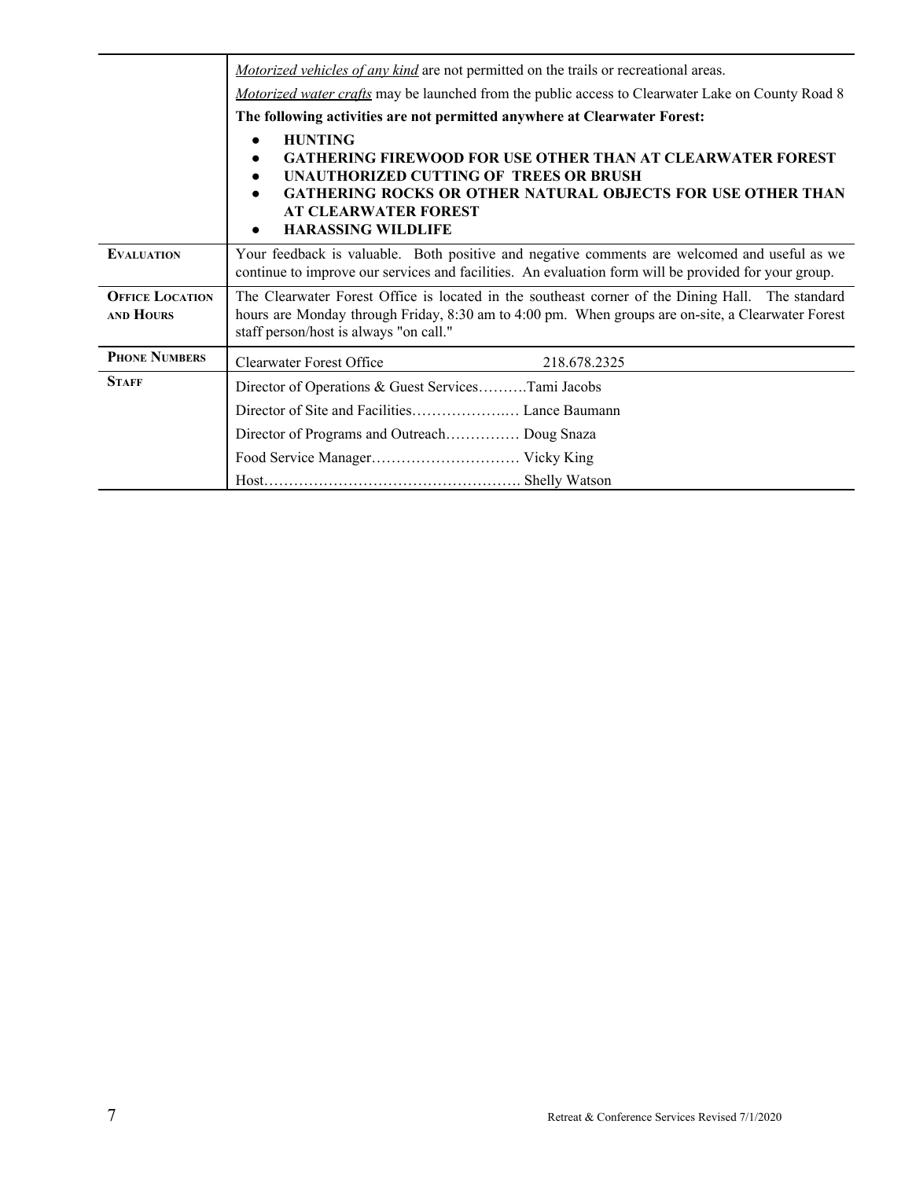| | |
|---|---|
| | *Motorized vehicles of any kind* are not permitted on the trails or recreational areas.<br>*Motorized water crafts* may be launched from the public access to Clearwater Lake on County Road 8<br>**The following activities are not permitted anywhere at Clearwater Forest:**<br>● **HUNTING**<br>● **GATHERING FIREWOOD FOR USE OTHER THAN AT CLEARWATER FOREST**<br>● **UNAUTHORIZED CUTTING OF TREES OR BRUSH**<br>● **GATHERING ROCKS OR OTHER NATURAL OBJECTS FOR USE OTHER THAN AT CLEARWATER FOREST**<br>● **HARASSING WILDLIFE** |
| **EVALUATION** | Your feedback is valuable. Both positive and negative comments are welcomed and useful as we continue to improve our services and facilities. An evaluation form will be provided for your group. |
| **OFFICE LOCATION AND HOURS** | The Clearwater Forest Office is located in the southeast corner of the Dining Hall. The standard hours are Monday through Friday, 8:30 am to 4:00 pm. When groups are on-site, a Clearwater Forest staff person/host is always "on call." |
| **PHONE NUMBERS** | Clearwater Forest Office 218.678.2325 |
| **STAFF** | Director of Operations & Guest Services……….Tami Jacobs<br>Director of Site and Facilities…………………. Lance Baumann<br>Director of Programs and Outreach…………… Doug Snaza<br>Food Service Manager………………………… Vicky King<br>Host……………………………………………. Shelly Watson |